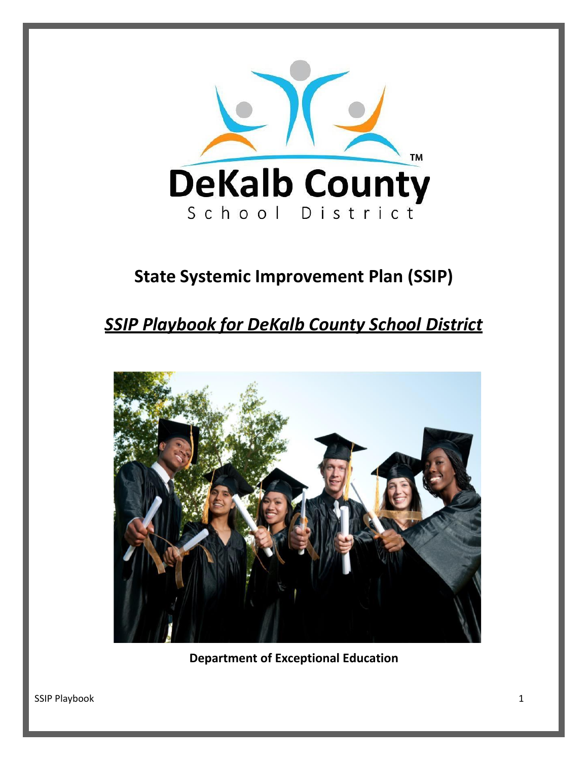DeKalb County School District

# State Systemic Improvement Plan (SSIP)

## ***SSIP Playbook for DeKalb County School District***

**Department of Exceptional Education**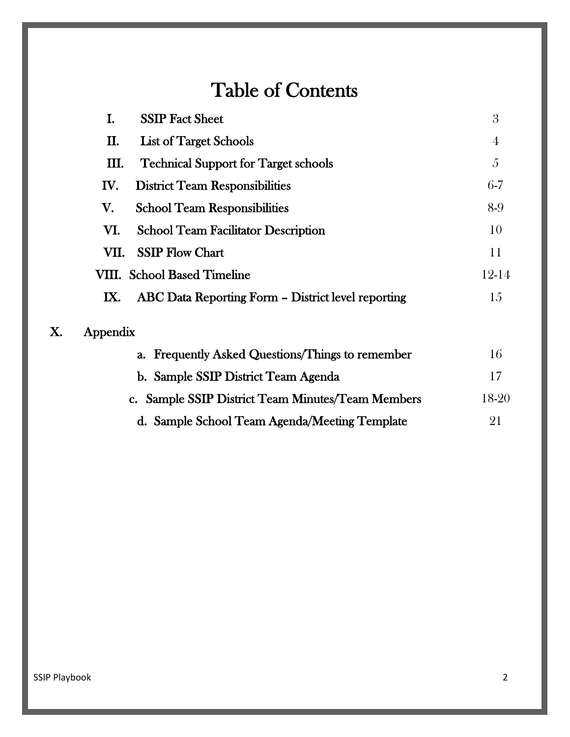# Table of Contents

| | | |
|---|---|---|
| I. | SSIP Fact Sheet | 3 |
| II. | List of Target Schools | 4 |
| III. | Technical Support for Target schools | 5 |
| IV. | District Team Responsibilities | 6-7 |
| V. | School Team Responsibilities | 8-9 |
| VI. | School Team Facilitator Description | 10 |
| VII. | SSIP Flow Chart | 11 |
| VIII. | School Based Timeline | 12-14 |
| IX. | ABC Data Reporting Form – District level reporting | 15 |
| X. | Appendix | |
| | a. Frequently Asked Questions/Things to remember | 16 |
| | b. Sample SSIP District Team Agenda | 17 |
| | c. Sample SSIP District Team Minutes/Team Members | 18-20 |
| | d. Sample School Team Agenda/Meeting Template | 21 |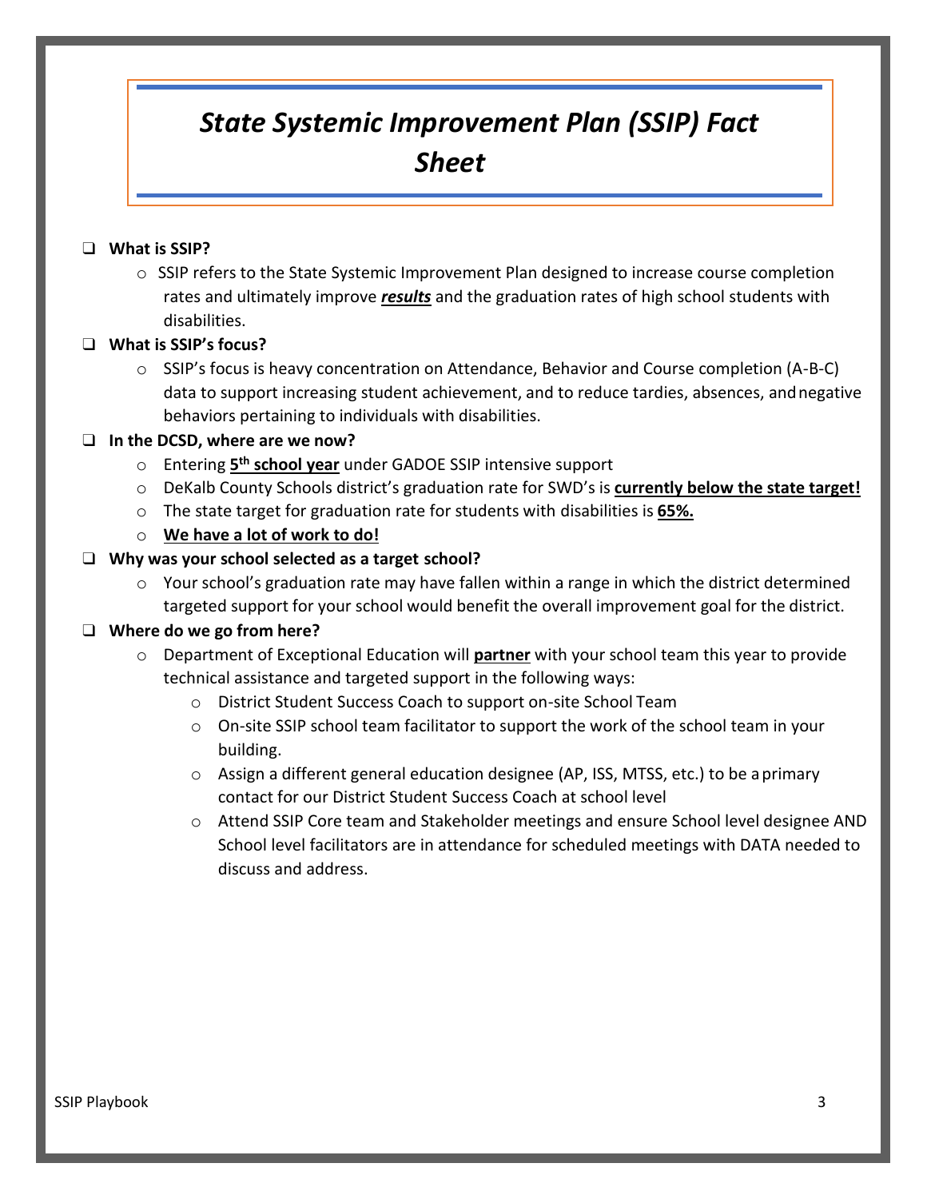# *State Systemic Improvement Plan (SSIP) Fact Sheet*

- **What is SSIP?**
  - SSIP refers to the State Systemic Improvement Plan designed to increase course completion rates and ultimately improve ***results*** and the graduation rates of high school students with disabilities.
- **What is SSIP's focus?**
  - SSIP's focus is heavy concentration on Attendance, Behavior and Course completion (A-B-C) data to support increasing student achievement, and to reduce tardies, absences, and negative behaviors pertaining to individuals with disabilities.
- **In the DCSD, where are we now?**
  - Entering **5th school year** under GADOE SSIP intensive support
  - DeKalb County Schools district's graduation rate for SWD's is **currently below the state target!**
  - The state target for graduation rate for students with disabilities is **65%.**
  - **We have a lot of work to do!**
- **Why was your school selected as a target school?**
  - Your school's graduation rate may have fallen within a range in which the district determined targeted support for your school would benefit the overall improvement goal for the district.
- **Where do we go from here?**
  - Department of Exceptional Education will **partner** with your school team this year to provide technical assistance and targeted support in the following ways:
    - District Student Success Coach to support on-site School Team
    - On-site SSIP school team facilitator to support the work of the school team in your building.
    - Assign a different general education designee (AP, ISS, MTSS, etc.) to be a primary contact for our District Student Success Coach at school level
    - Attend SSIP Core team and Stakeholder meetings and ensure School level designee AND School level facilitators are in attendance for scheduled meetings with DATA needed to discuss and address.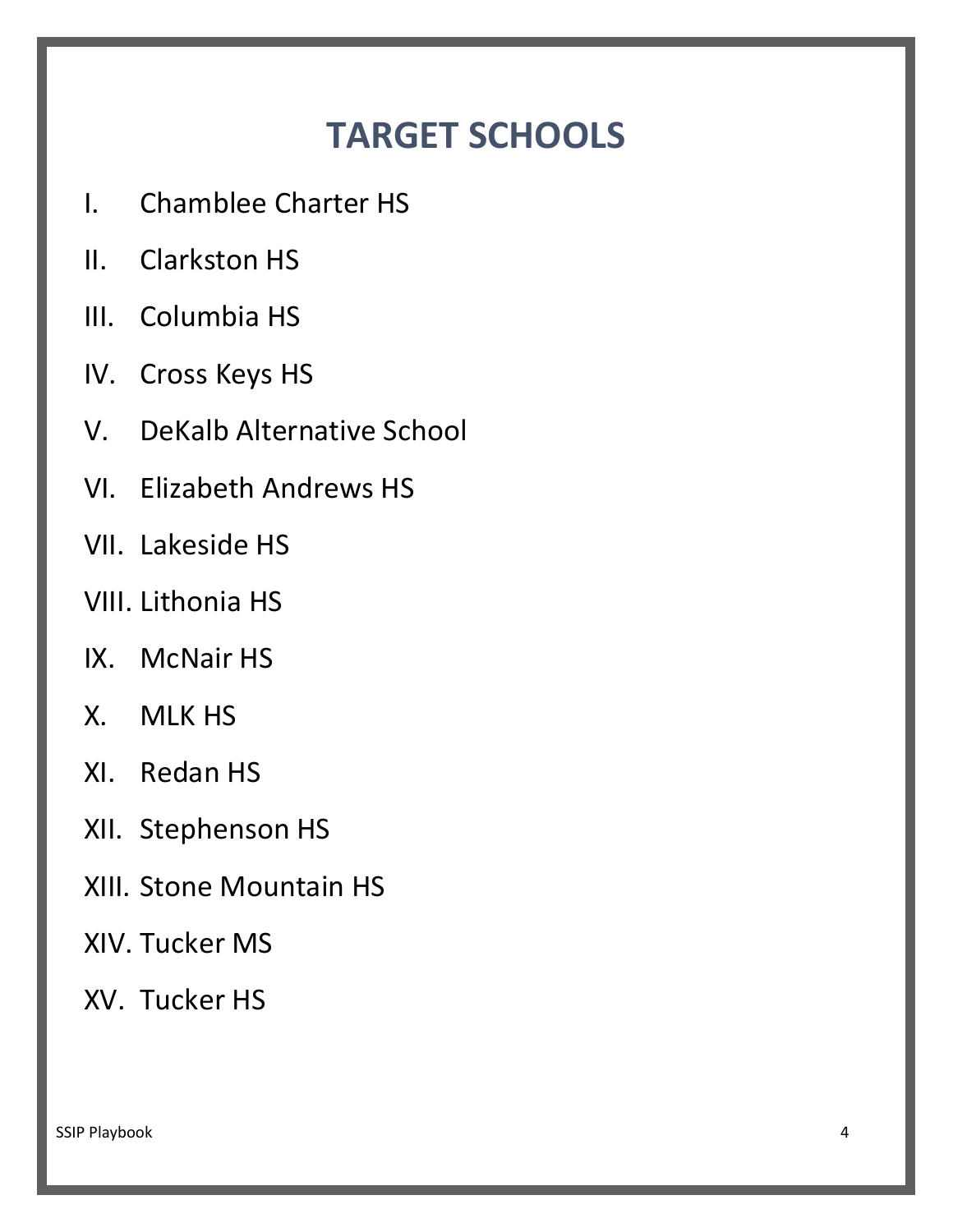# TARGET SCHOOLS

I. Chamblee Charter HS

II. Clarkston HS

III. Columbia HS

IV. Cross Keys HS

V. DeKalb Alternative School

VI. Elizabeth Andrews HS

VII. Lakeside HS

VIII. Lithonia HS

IX. McNair HS

X. MLK HS

XI. Redan HS

XII. Stephenson HS

XIII. Stone Mountain HS

XIV. Tucker MS

XV. Tucker HS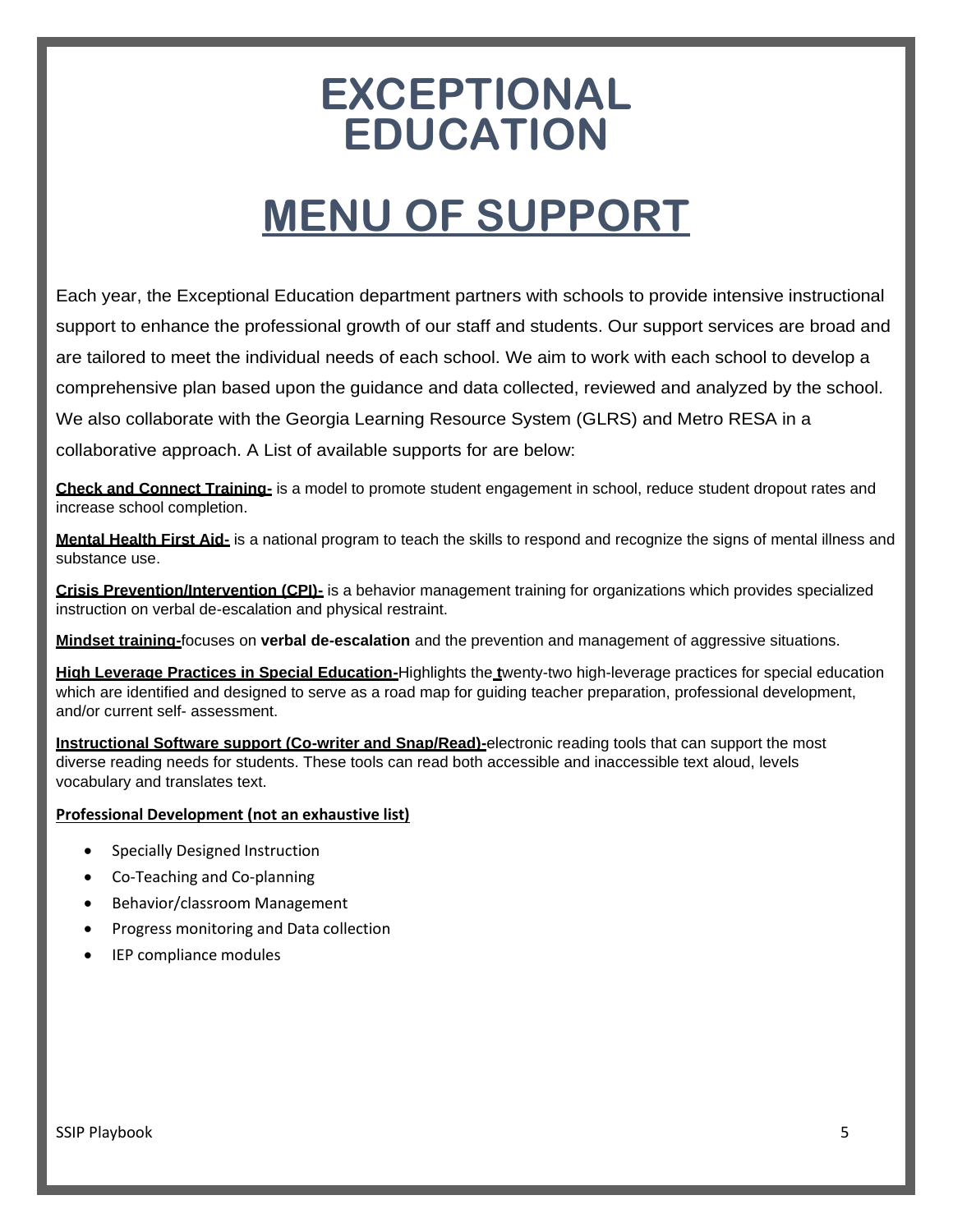# EXCEPTIONAL EDUCATION

# MENU OF SUPPORT

Each year, the Exceptional Education department partners with schools to provide intensive instructional support to enhance the professional growth of our staff and students. Our support services are broad and are tailored to meet the individual needs of each school. We aim to work with each school to develop a comprehensive plan based upon the guidance and data collected, reviewed and analyzed by the school. We also collaborate with the Georgia Learning Resource System (GLRS) and Metro RESA in a collaborative approach. A List of available supports for are below:

**Check and Connect Training-** is a model to promote student engagement in school, reduce student dropout rates and increase school completion.

**Mental Health First Aid-** is a national program to teach the skills to respond and recognize the signs of mental illness and substance use.

**Crisis Prevention/Intervention (CPI)-** is a behavior management training for organizations which provides specialized instruction on verbal de-escalation and physical restraint.

**Mindset training-**focuses on **verbal de-escalation** and the prevention and management of aggressive situations.

**High Leverage Practices in Special Education-**Highlights the twenty-two high-leverage practices for special education which are identified and designed to serve as a road map for guiding teacher preparation, professional development, and/or current self- assessment.

**Instructional Software support (Co-writer and Snap/Read)-**electronic reading tools that can support the most diverse reading needs for students. These tools can read both accessible and inaccessible text aloud, levels vocabulary and translates text.

**Professional Development (not an exhaustive list)**

- Specially Designed Instruction
- Co-Teaching and Co-planning
- Behavior/classroom Management
- Progress monitoring and Data collection
- IEP compliance modules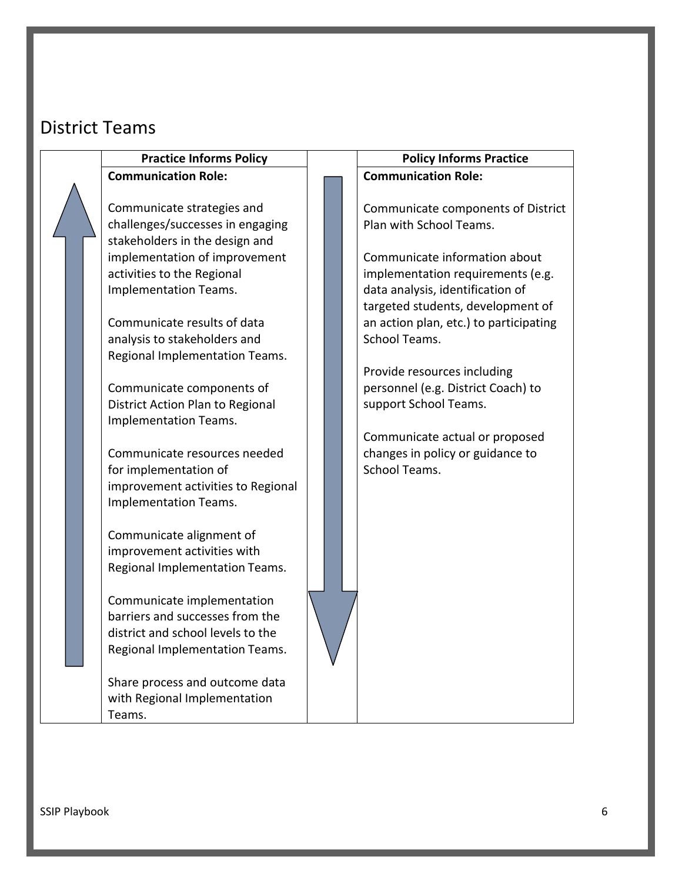## District Teams

| Practice Informs Policy | Policy Informs Practice |
|---|---|
| **Communication Role:** | **Communication Role:** |
| Communicate strategies and challenges/successes in engaging stakeholders in the design and implementation of improvement activities to the Regional Implementation Teams. | Communicate components of District Plan with School Teams. |
| Communicate results of data analysis to stakeholders and Regional Implementation Teams. | Communicate information about implementation requirements (e.g. data analysis, identification of targeted students, development of an action plan, etc.) to participating School Teams. |
| Communicate components of District Action Plan to Regional Implementation Teams. | Provide resources including personnel (e.g. District Coach) to support School Teams. |
| Communicate resources needed for implementation of improvement activities to Regional Implementation Teams. | Communicate actual or proposed changes in policy or guidance to School Teams. |
| Communicate alignment of improvement activities with Regional Implementation Teams. | |
| Communicate implementation barriers and successes from the district and school levels to the Regional Implementation Teams. | |
| Share process and outcome data with Regional Implementation Teams. | |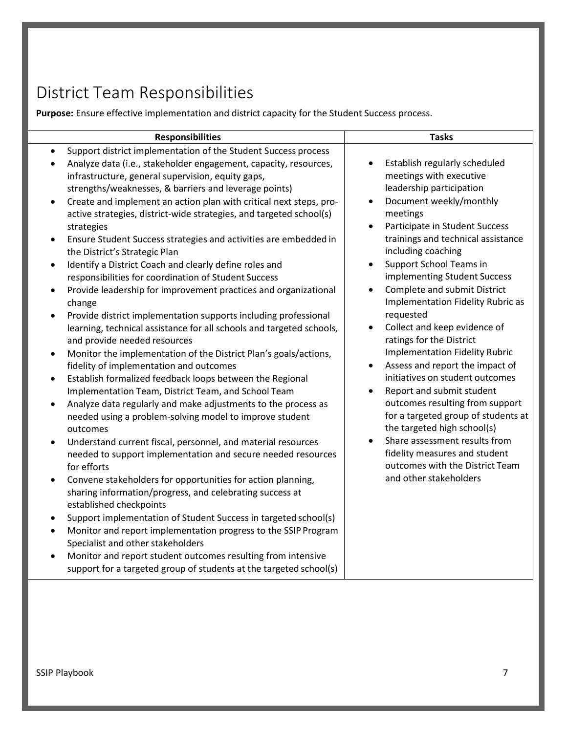# District Team Responsibilities

**Purpose:** Ensure effective implementation and district capacity for the Student Success process.

| Responsibilities | Tasks |
| --- | --- |
| • Support district implementation of the Student Success process<br>• Analyze data (i.e., stakeholder engagement, capacity, resources, infrastructure, general supervision, equity gaps, strengths/weaknesses, & barriers and leverage points)<br>• Create and implement an action plan with critical next steps, pro-active strategies, district-wide strategies, and targeted school(s) strategies<br>• Ensure Student Success strategies and activities are embedded in the District's Strategic Plan<br>• Identify a District Coach and clearly define roles and responsibilities for coordination of Student Success<br>• Provide leadership for improvement practices and organizational change<br>• Provide district implementation supports including professional learning, technical assistance for all schools and targeted schools, and provide needed resources<br>• Monitor the implementation of the District Plan's goals/actions, fidelity of implementation and outcomes<br>• Establish formalized feedback loops between the Regional Implementation Team, District Team, and School Team<br>• Analyze data regularly and make adjustments to the process as needed using a problem-solving model to improve student outcomes<br>• Understand current fiscal, personnel, and material resources needed to support implementation and secure needed resources for efforts<br>• Convene stakeholders for opportunities for action planning, sharing information/progress, and celebrating success at established checkpoints<br>• Support implementation of Student Success in targeted school(s)<br>• Monitor and report implementation progress to the SSIP Program Specialist and other stakeholders<br>• Monitor and report student outcomes resulting from intensive support for a targeted group of students at the targeted school(s) | • Establish regularly scheduled meetings with executive leadership participation<br>• Document weekly/monthly meetings<br>• Participate in Student Success trainings and technical assistance including coaching<br>• Support School Teams in implementing Student Success<br>• Complete and submit District Implementation Fidelity Rubric as requested<br>• Collect and keep evidence of ratings for the District Implementation Fidelity Rubric<br>• Assess and report the impact of initiatives on student outcomes<br>• Report and submit student outcomes resulting from support for a targeted group of students at the targeted high school(s)<br>• Share assessment results from fidelity measures and student outcomes with the District Team and other stakeholders |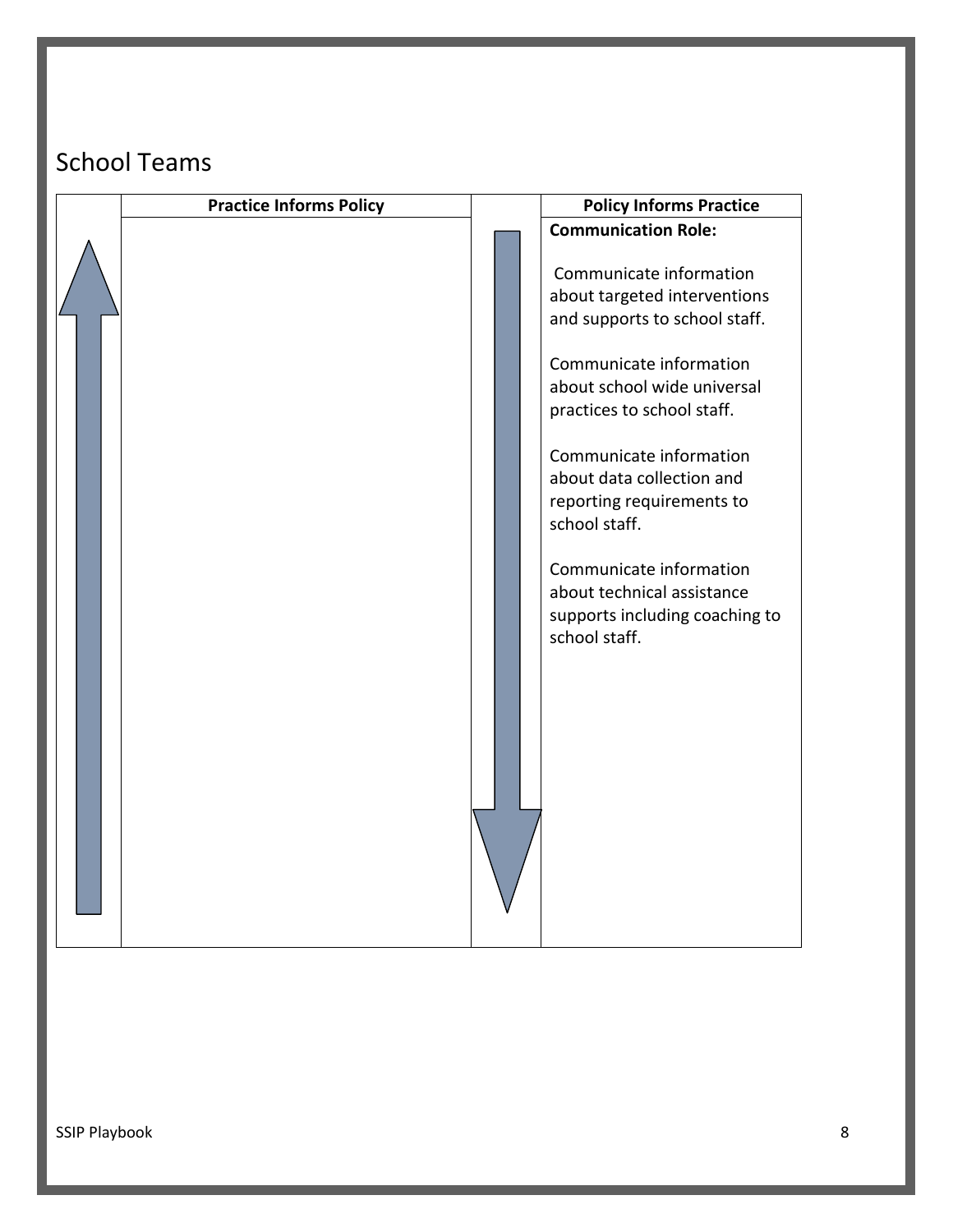## School Teams

| | Practice Informs Policy | | Policy Informs Practice |
|---|---|---|---|
| ↑ | | ↓ | **Communication Role:**<br><br>Communicate information about targeted interventions and supports to school staff.<br><br>Communicate information about school wide universal practices to school staff.<br><br>Communicate information about data collection and reporting requirements to school staff.<br><br>Communicate information about technical assistance supports including coaching to school staff. |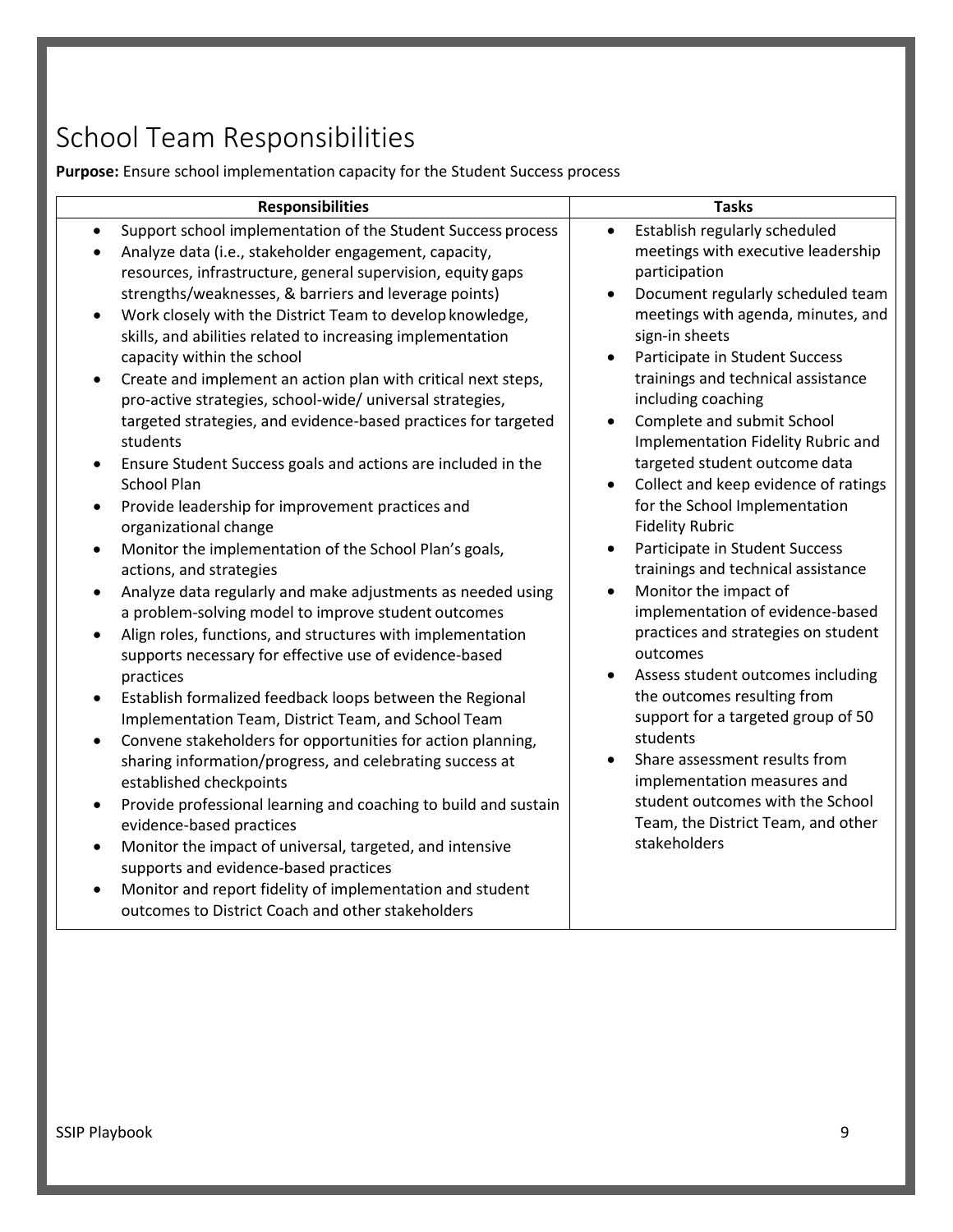# School Team Responsibilities

**Purpose:** Ensure school implementation capacity for the Student Success process

| Responsibilities | Tasks |
| --- | --- |
| • Support school implementation of the Student Success process<br>• Analyze data (i.e., stakeholder engagement, capacity, resources, infrastructure, general supervision, equity gaps strengths/weaknesses, & barriers and leverage points)<br>• Work closely with the District Team to develop knowledge, skills, and abilities related to increasing implementation capacity within the school<br>• Create and implement an action plan with critical next steps, pro-active strategies, school-wide/ universal strategies, targeted strategies, and evidence-based practices for targeted students<br>• Ensure Student Success goals and actions are included in the School Plan<br>• Provide leadership for improvement practices and organizational change<br>• Monitor the implementation of the School Plan's goals, actions, and strategies<br>• Analyze data regularly and make adjustments as needed using a problem-solving model to improve student outcomes<br>• Align roles, functions, and structures with implementation supports necessary for effective use of evidence-based practices<br>• Establish formalized feedback loops between the Regional Implementation Team, District Team, and School Team<br>• Convene stakeholders for opportunities for action planning, sharing information/progress, and celebrating success at established checkpoints<br>• Provide professional learning and coaching to build and sustain evidence-based practices<br>• Monitor the impact of universal, targeted, and intensive supports and evidence-based practices<br>• Monitor and report fidelity of implementation and student outcomes to District Coach and other stakeholders | • Establish regularly scheduled meetings with executive leadership participation<br>• Document regularly scheduled team meetings with agenda, minutes, and sign-in sheets<br>• Participate in Student Success trainings and technical assistance including coaching<br>• Complete and submit School Implementation Fidelity Rubric and targeted student outcome data<br>• Collect and keep evidence of ratings for the School Implementation Fidelity Rubric<br>• Participate in Student Success trainings and technical assistance<br>• Monitor the impact of implementation of evidence-based practices and strategies on student outcomes<br>• Assess student outcomes including the outcomes resulting from support for a targeted group of 50 students<br>• Share assessment results from implementation measures and student outcomes with the School Team, the District Team, and other stakeholders |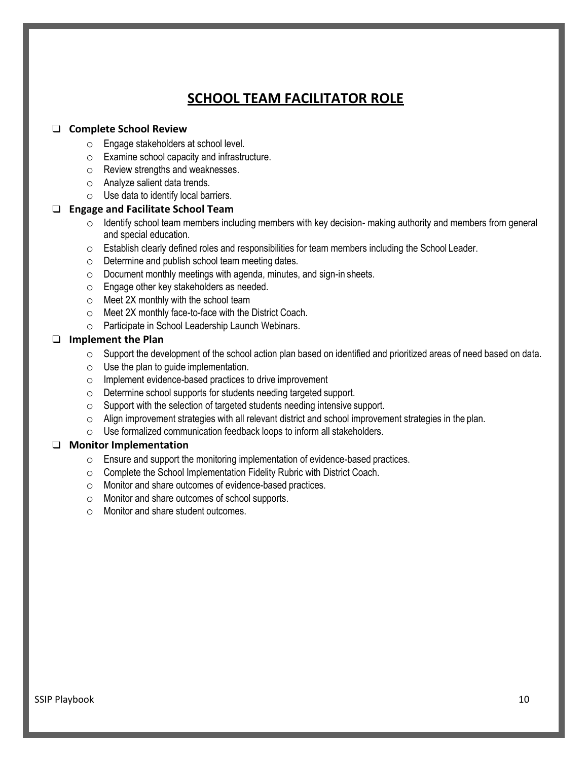# SCHOOL TEAM FACILITATOR ROLE

- **Complete School Review**
  - Engage stakeholders at school level.
  - Examine school capacity and infrastructure.
  - Review strengths and weaknesses.
  - Analyze salient data trends.
  - Use data to identify local barriers.
- **Engage and Facilitate School Team**
  - Identify school team members including members with key decision- making authority and members from general and special education.
  - Establish clearly defined roles and responsibilities for team members including the School Leader.
  - Determine and publish school team meeting dates.
  - Document monthly meetings with agenda, minutes, and sign-in sheets.
  - Engage other key stakeholders as needed.
  - Meet 2X monthly with the school team
  - Meet 2X monthly face-to-face with the District Coach.
  - Participate in School Leadership Launch Webinars.
- **Implement the Plan**
  - Support the development of the school action plan based on identified and prioritized areas of need based on data.
  - Use the plan to guide implementation.
  - Implement evidence-based practices to drive improvement
  - Determine school supports for students needing targeted support.
  - Support with the selection of targeted students needing intensive support.
  - Align improvement strategies with all relevant district and school improvement strategies in the plan.
  - Use formalized communication feedback loops to inform all stakeholders.
- **Monitor Implementation**
  - Ensure and support the monitoring implementation of evidence-based practices.
  - Complete the School Implementation Fidelity Rubric with District Coach.
  - Monitor and share outcomes of evidence-based practices.
  - Monitor and share outcomes of school supports.
  - Monitor and share student outcomes.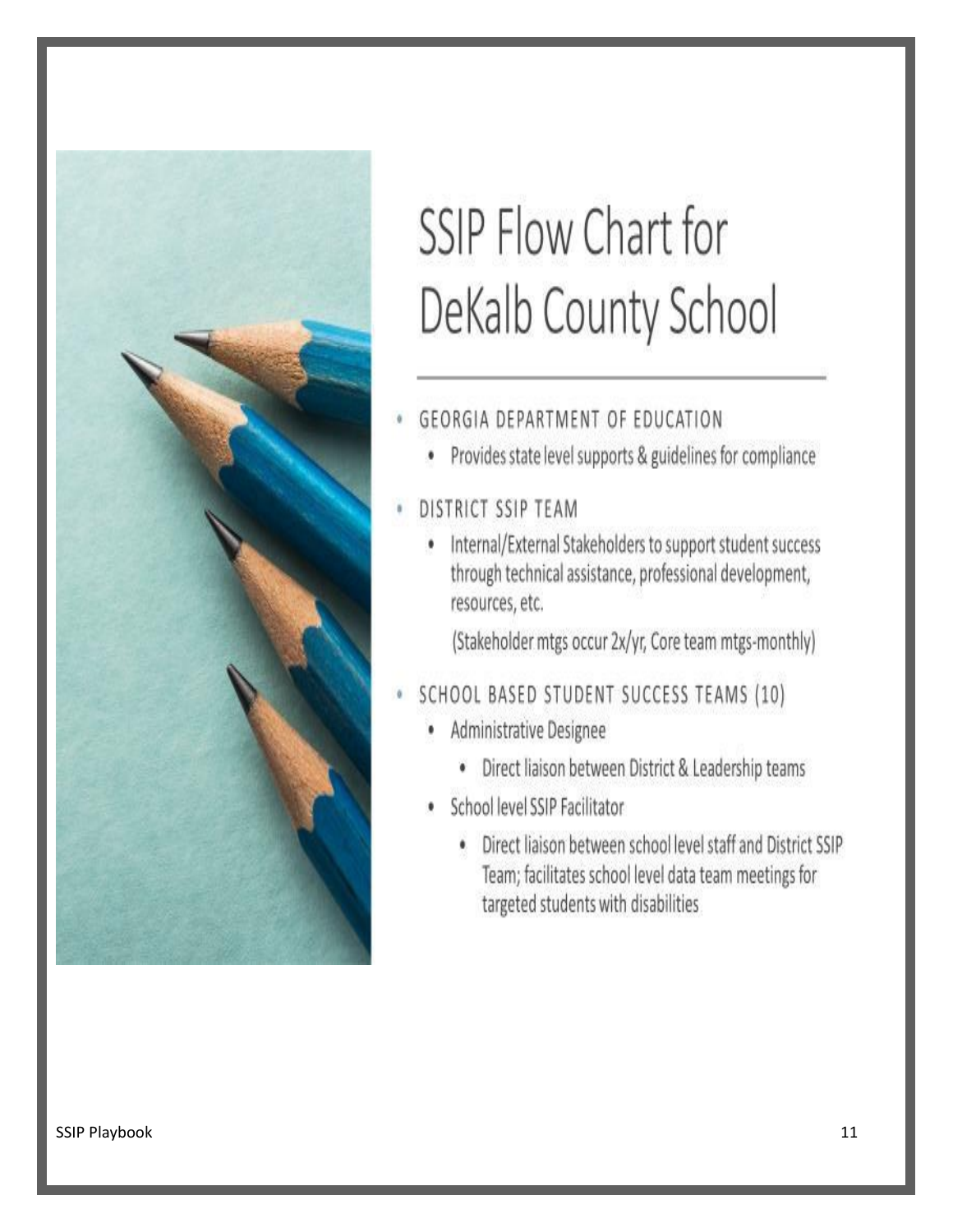# SSIP Flow Chart for DeKalb County School

- GEORGIA DEPARTMENT OF EDUCATION
  - Provides state level supports & guidelines for compliance
- DISTRICT SSIP TEAM
  - Internal/External Stakeholders to support student success through technical assistance, professional development, resources, etc.

    (Stakeholder mtgs occur 2x/yr, Core team mtgs-monthly)
- SCHOOL BASED STUDENT SUCCESS TEAMS (10)
  - Administrative Designee
    - Direct liaison between District & Leadership teams
  - School level SSIP Facilitator
    - Direct liaison between school level staff and District SSIP Team; facilitates school level data team meetings for targeted students with disabilities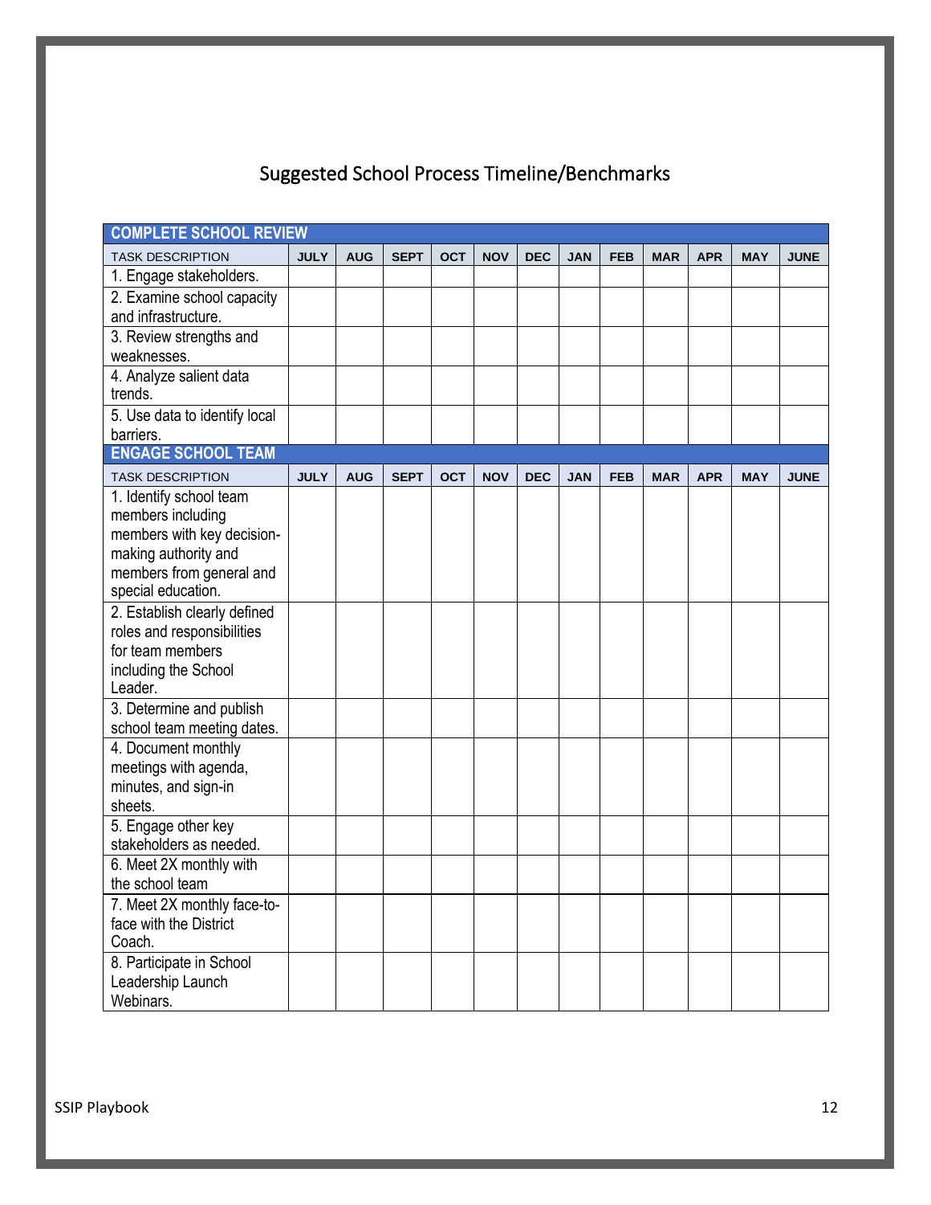# Suggested School Process Timeline/Benchmarks

| COMPLETE SCHOOL REVIEW | | | | | | | | | | | | |
|---|---|---|---|---|---|---|---|---|---|---|---|---|
| TASK DESCRIPTION | JULY | AUG | SEPT | OCT | NOV | DEC | JAN | FEB | MAR | APR | MAY | JUNE |
| 1. Engage stakeholders. | | | | | | | | | | | | |
| 2. Examine school capacity and infrastructure. | | | | | | | | | | | | |
| 3. Review strengths and weaknesses. | | | | | | | | | | | | |
| 4. Analyze salient data trends. | | | | | | | | | | | | |
| 5. Use data to identify local barriers. | | | | | | | | | | | | |
| **ENGAGE SCHOOL TEAM** | | | | | | | | | | | | |
| TASK DESCRIPTION | JULY | AUG | SEPT | OCT | NOV | DEC | JAN | FEB | MAR | APR | MAY | JUNE |
| 1. Identify school team members including members with key decision-making authority and members from general and special education. | | | | | | | | | | | | |
| 2. Establish clearly defined roles and responsibilities for team members including the School Leader. | | | | | | | | | | | | |
| 3. Determine and publish school team meeting dates. | | | | | | | | | | | | |
| 4. Document monthly meetings with agenda, minutes, and sign-in sheets. | | | | | | | | | | | | |
| 5. Engage other key stakeholders as needed. | | | | | | | | | | | | |
| 6. Meet 2X monthly with the school team | | | | | | | | | | | | |
| 7. Meet 2X monthly face-to-face with the District Coach. | | | | | | | | | | | | |
| 8. Participate in School Leadership Launch Webinars. | | | | | | | | | | | | |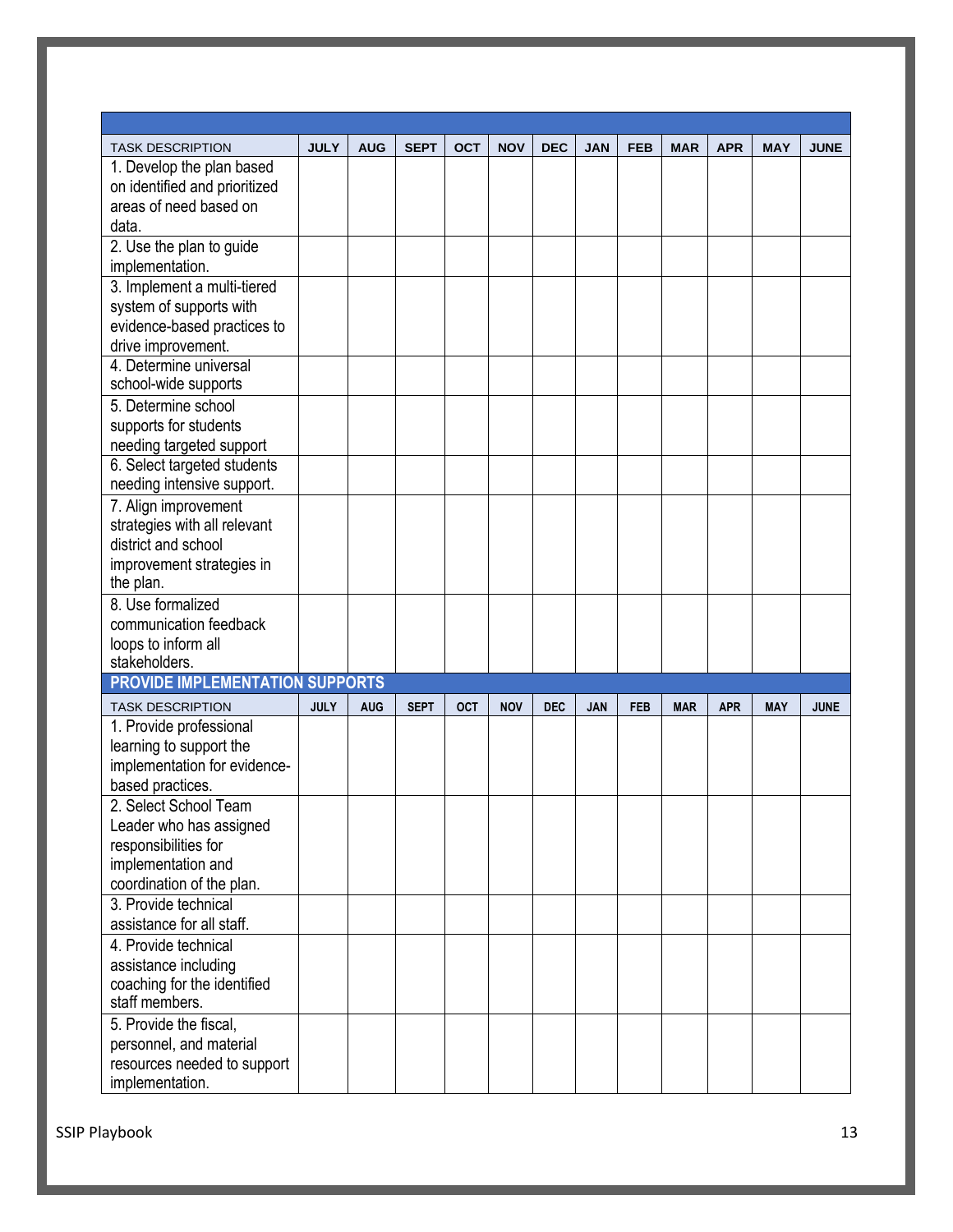| TASK DESCRIPTION | JULY | AUG | SEPT | OCT | NOV | DEC | JAN | FEB | MAR | APR | MAY | JUNE |
|---|---|---|---|---|---|---|---|---|---|---|---|---|
| 1. Develop the plan based on identified and prioritized areas of need based on data. | | | | | | | | | | | | |
| 2. Use the plan to guide implementation. | | | | | | | | | | | | |
| 3. Implement a multi-tiered system of supports with evidence-based practices to drive improvement. | | | | | | | | | | | | |
| 4. Determine universal school-wide supports | | | | | | | | | | | | |
| 5. Determine school supports for students needing targeted support | | | | | | | | | | | | |
| 6. Select targeted students needing intensive support. | | | | | | | | | | | | |
| 7. Align improvement strategies with all relevant district and school improvement strategies in the plan. | | | | | | | | | | | | |
| 8. Use formalized communication feedback loops to inform all stakeholders. | | | | | | | | | | | | |

**PROVIDE IMPLEMENTATION SUPPORTS**

| TASK DESCRIPTION | JULY | AUG | SEPT | OCT | NOV | DEC | JAN | FEB | MAR | APR | MAY | JUNE |
|---|---|---|---|---|---|---|---|---|---|---|---|---|
| 1. Provide professional learning to support the implementation for evidence-based practices. | | | | | | | | | | | | |
| 2. Select School Team Leader who has assigned responsibilities for implementation and coordination of the plan. | | | | | | | | | | | | |
| 3. Provide technical assistance for all staff. | | | | | | | | | | | | |
| 4. Provide technical assistance including coaching for the identified staff members. | | | | | | | | | | | | |
| 5. Provide the fiscal, personnel, and material resources needed to support implementation. | | | | | | | | | | | | |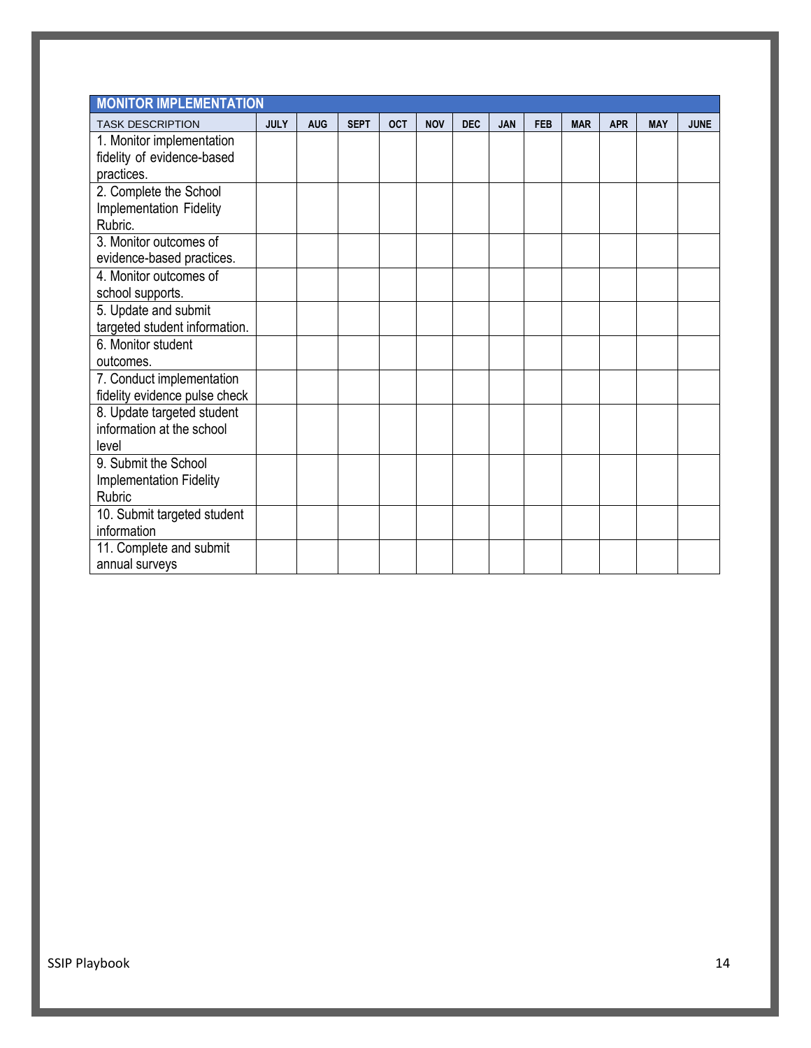| MONITOR IMPLEMENTATION | | | | | | | | | | | | |
|---|---|---|---|---|---|---|---|---|---|---|---|---|
| TASK DESCRIPTION | JULY | AUG | SEPT | OCT | NOV | DEC | JAN | FEB | MAR | APR | MAY | JUNE |
| 1. Monitor implementation fidelity of evidence-based practices. | | | | | | | | | | | | |
| 2. Complete the School Implementation Fidelity Rubric. | | | | | | | | | | | | |
| 3. Monitor outcomes of evidence-based practices. | | | | | | | | | | | | |
| 4. Monitor outcomes of school supports. | | | | | | | | | | | | |
| 5. Update and submit targeted student information. | | | | | | | | | | | | |
| 6. Monitor student outcomes. | | | | | | | | | | | | |
| 7. Conduct implementation fidelity evidence pulse check | | | | | | | | | | | | |
| 8. Update targeted student information at the school level | | | | | | | | | | | | |
| 9. Submit the School Implementation Fidelity Rubric | | | | | | | | | | | | |
| 10. Submit targeted student information | | | | | | | | | | | | |
| 11. Complete and submit annual surveys | | | | | | | | | | | | |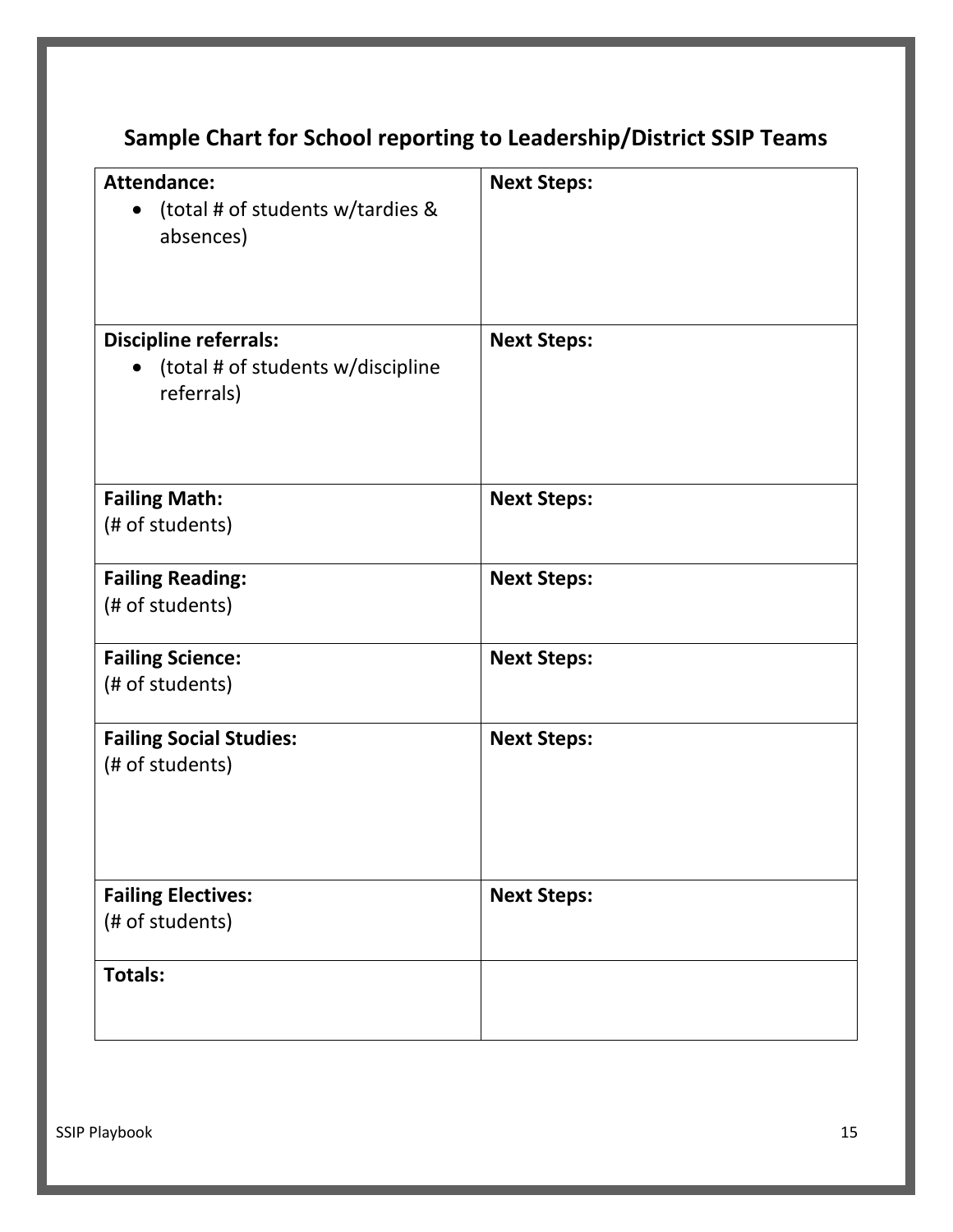## Sample Chart for School reporting to Leadership/District SSIP Teams

| **Attendance:**<br>• (total # of students w/tardies & absences) | **Next Steps:** |
|---|---|
| **Discipline referrals:**<br>• (total # of students w/discipline referrals) | **Next Steps:** |
| **Failing Math:**<br>(# of students) | **Next Steps:** |
| **Failing Reading:**<br>(# of students) | **Next Steps:** |
| **Failing Science:**<br>(# of students) | **Next Steps:** |
| **Failing Social Studies:**<br>(# of students) | **Next Steps:** |
| **Failing Electives:**<br>(# of students) | **Next Steps:** |
| **Totals:** | |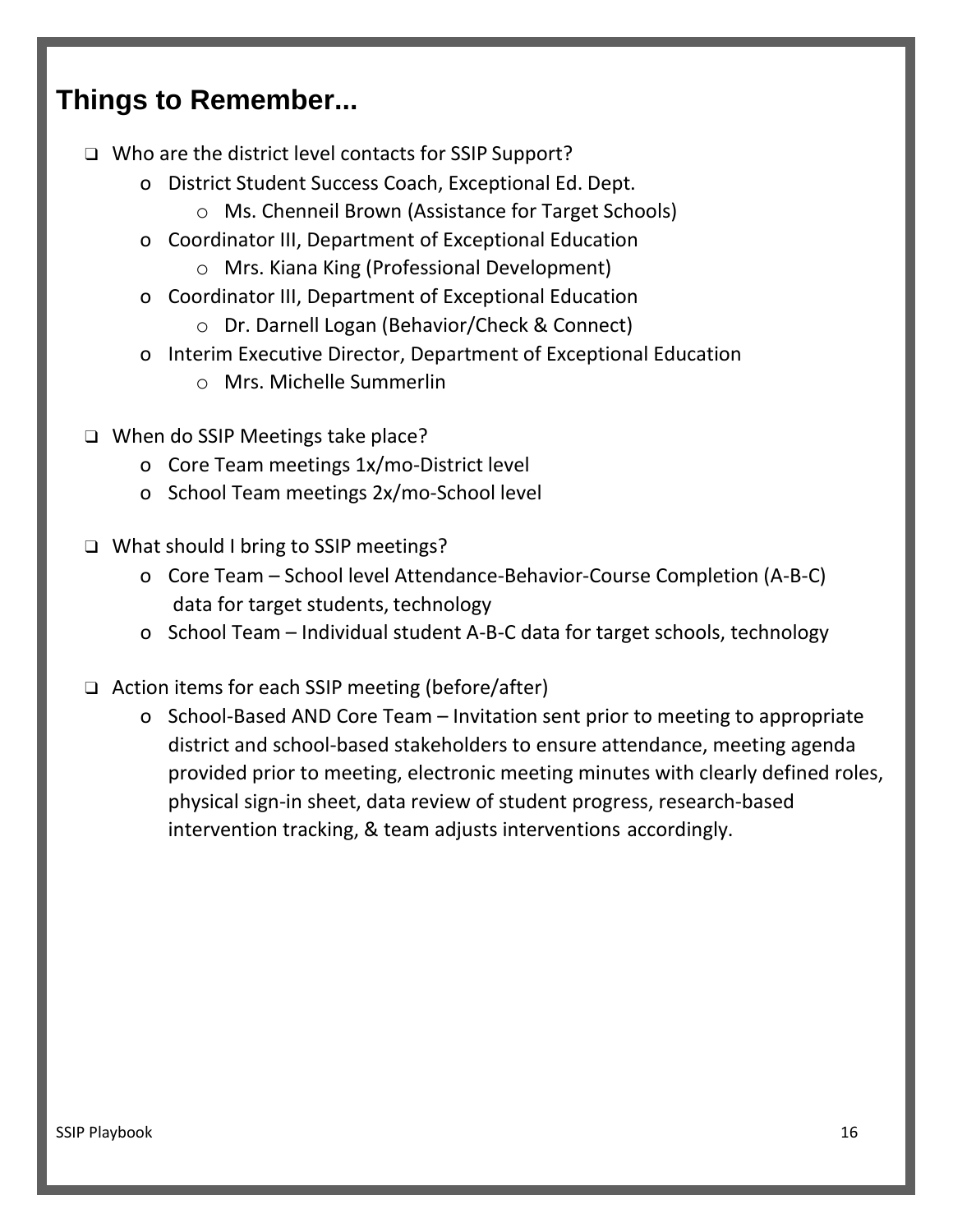## Things to Remember...

- Who are the district level contacts for SSIP Support?
  - District Student Success Coach, Exceptional Ed. Dept.
    - Ms. Chenneil Brown (Assistance for Target Schools)
  - Coordinator III, Department of Exceptional Education
    - Mrs. Kiana King (Professional Development)
  - Coordinator III, Department of Exceptional Education
    - Dr. Darnell Logan (Behavior/Check & Connect)
  - Interim Executive Director, Department of Exceptional Education
    - Mrs. Michelle Summerlin

- When do SSIP Meetings take place?
  - Core Team meetings 1x/mo-District level
  - School Team meetings 2x/mo-School level

- What should I bring to SSIP meetings?
  - Core Team – School level Attendance-Behavior-Course Completion (A-B-C) data for target students, technology
  - School Team – Individual student A-B-C data for target schools, technology

- Action items for each SSIP meeting (before/after)
  - School-Based AND Core Team – Invitation sent prior to meeting to appropriate district and school-based stakeholders to ensure attendance, meeting agenda provided prior to meeting, electronic meeting minutes with clearly defined roles, physical sign-in sheet, data review of student progress, research-based intervention tracking, & team adjusts interventions accordingly.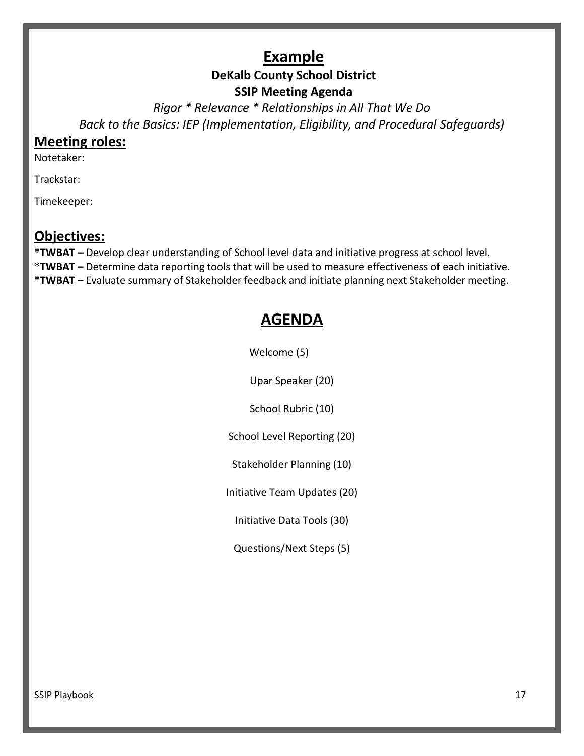# Example

**DeKalb County School District**

**SSIP Meeting Agenda**

*Rigor * Relevance * Relationships in All That We Do*

*Back to the Basics: IEP (Implementation, Eligibility, and Procedural Safeguards)*

## Meeting roles:

Notetaker:

Trackstar:

Timekeeper:

## Objectives:

***TWBAT –** Develop clear understanding of School level data and initiative progress at school level.

***TWBAT –** Determine data reporting tools that will be used to measure effectiveness of each initiative.

***TWBAT –** Evaluate summary of Stakeholder feedback and initiate planning next Stakeholder meeting.

## AGENDA

Welcome (5)

Upar Speaker (20)

School Rubric (10)

School Level Reporting (20)

Stakeholder Planning (10)

Initiative Team Updates (20)

Initiative Data Tools (30)

Questions/Next Steps (5)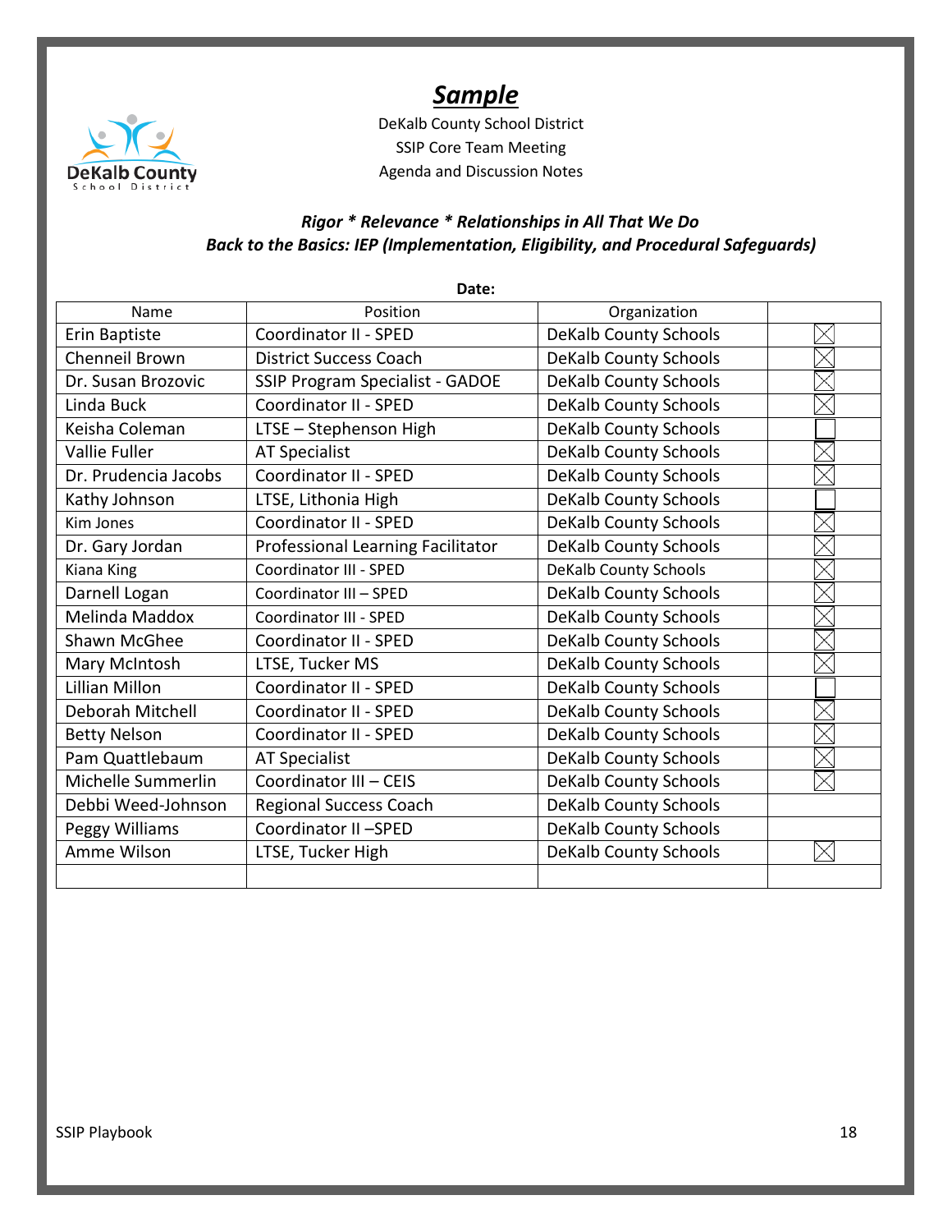# ***Sample***

DeKalb County School District
SSIP Core Team Meeting
Agenda and Discussion Notes

***Rigor * Relevance * Relationships in All That We Do***
***Back to the Basics: IEP (Implementation, Eligibility, and Procedural Safeguards)***

**Date:**

| Name | Position | Organization | |
|---|---|---|---|
| Erin Baptiste | Coordinator II - SPED | DeKalb County Schools | ☒ |
| Chenneil Brown | District Success Coach | DeKalb County Schools | ☒ |
| Dr. Susan Brozovic | SSIP Program Specialist - GADOE | DeKalb County Schools | ☒ |
| Linda Buck | Coordinator II - SPED | DeKalb County Schools | ☒ |
| Keisha Coleman | LTSE – Stephenson High | DeKalb County Schools | ☐ |
| Vallie Fuller | AT Specialist | DeKalb County Schools | ☒ |
| Dr. Prudencia Jacobs | Coordinator II - SPED | DeKalb County Schools | ☒ |
| Kathy Johnson | LTSE, Lithonia High | DeKalb County Schools | ☐ |
| Kim Jones | Coordinator II - SPED | DeKalb County Schools | ☒ |
| Dr. Gary Jordan | Professional Learning Facilitator | DeKalb County Schools | ☒ |
| Kiana King | Coordinator III - SPED | DeKalb County Schools | ☒ |
| Darnell Logan | Coordinator III – SPED | DeKalb County Schools | ☒ |
| Melinda Maddox | Coordinator III - SPED | DeKalb County Schools | ☒ |
| Shawn McGhee | Coordinator II - SPED | DeKalb County Schools | ☒ |
| Mary McIntosh | LTSE, Tucker MS | DeKalb County Schools | ☒ |
| Lillian Millon | Coordinator II - SPED | DeKalb County Schools | ☐ |
| Deborah Mitchell | Coordinator II - SPED | DeKalb County Schools | ☒ |
| Betty Nelson | Coordinator II - SPED | DeKalb County Schools | ☒ |
| Pam Quattlebaum | AT Specialist | DeKalb County Schools | ☒ |
| Michelle Summerlin | Coordinator III – CEIS | DeKalb County Schools | ☒ |
| Debbi Weed-Johnson | Regional Success Coach | DeKalb County Schools | |
| Peggy Williams | Coordinator II –SPED | DeKalb County Schools | |
| Amme Wilson | LTSE, Tucker High | DeKalb County Schools | ☒ |
| | | | |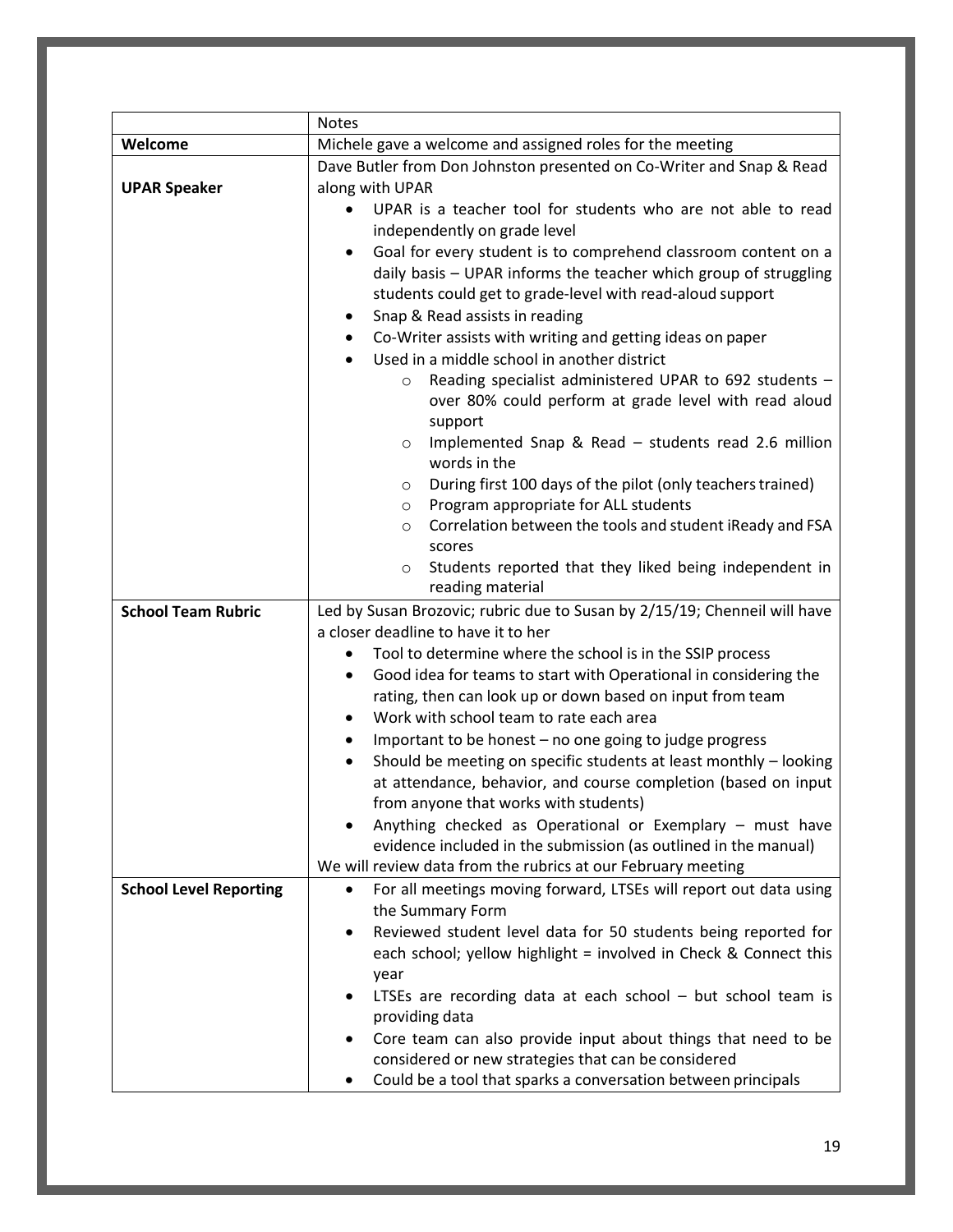| | Notes |
|---|---|
| **Welcome** | Michele gave a welcome and assigned roles for the meeting |
| **UPAR Speaker** | Dave Butler from Don Johnston presented on Co-Writer and Snap & Read along with UPAR<br>• UPAR is a teacher tool for students who are not able to read independently on grade level<br>• Goal for every student is to comprehend classroom content on a daily basis – UPAR informs the teacher which group of struggling students could get to grade-level with read-aloud support<br>• Snap & Read assists in reading<br>• Co-Writer assists with writing and getting ideas on paper<br>• Used in a middle school in another district<br>&nbsp;&nbsp;&nbsp;&nbsp;o Reading specialist administered UPAR to 692 students – over 80% could perform at grade level with read aloud support<br>&nbsp;&nbsp;&nbsp;&nbsp;o Implemented Snap & Read – students read 2.6 million words in the<br>&nbsp;&nbsp;&nbsp;&nbsp;o During first 100 days of the pilot (only teachers trained)<br>&nbsp;&nbsp;&nbsp;&nbsp;o Program appropriate for ALL students<br>&nbsp;&nbsp;&nbsp;&nbsp;o Correlation between the tools and student iReady and FSA scores<br>&nbsp;&nbsp;&nbsp;&nbsp;o Students reported that they liked being independent in reading material |
| **School Team Rubric** | Led by Susan Brozovic; rubric due to Susan by 2/15/19; Chenneil will have a closer deadline to have it to her<br>• Tool to determine where the school is in the SSIP process<br>• Good idea for teams to start with Operational in considering the rating, then can look up or down based on input from team<br>• Work with school team to rate each area<br>• Important to be honest – no one going to judge progress<br>• Should be meeting on specific students at least monthly – looking at attendance, behavior, and course completion (based on input from anyone that works with students)<br>• Anything checked as Operational or Exemplary – must have evidence included in the submission (as outlined in the manual)<br>We will review data from the rubrics at our February meeting |
| **School Level Reporting** | • For all meetings moving forward, LTSEs will report out data using the Summary Form<br>• Reviewed student level data for 50 students being reported for each school; yellow highlight = involved in Check & Connect this year<br>• LTSEs are recording data at each school – but school team is providing data<br>• Core team can also provide input about things that need to be considered or new strategies that can be considered<br>• Could be a tool that sparks a conversation between principals |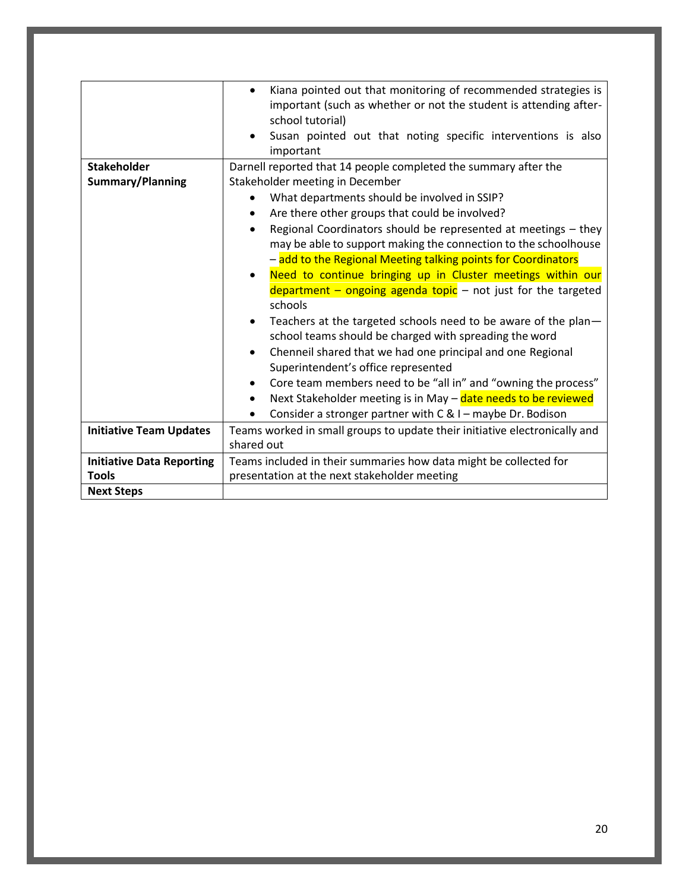| | |
|---|---|
| | • Kiana pointed out that monitoring of recommended strategies is important (such as whether or not the student is attending after-school tutorial)<br>• Susan pointed out that noting specific interventions is also important |
| **Stakeholder Summary/Planning** | Darnell reported that 14 people completed the summary after the Stakeholder meeting in December<br>• What departments should be involved in SSIP?<br>• Are there other groups that could be involved?<br>• Regional Coordinators should be represented at meetings – they may be able to support making the connection to the schoolhouse – add to the Regional Meeting talking points for Coordinators<br>• Need to continue bringing up in Cluster meetings within our department – ongoing agenda topic – not just for the targeted schools<br>• Teachers at the targeted schools need to be aware of the plan—school teams should be charged with spreading the word<br>• Chenneil shared that we had one principal and one Regional Superintendent's office represented<br>• Core team members need to be "all in" and "owning the process"<br>• Next Stakeholder meeting is in May – date needs to be reviewed<br>• Consider a stronger partner with C & I – maybe Dr. Bodison |
| **Initiative Team Updates** | Teams worked in small groups to update their initiative electronically and shared out |
| **Initiative Data Reporting Tools** | Teams included in their summaries how data might be collected for presentation at the next stakeholder meeting |
| **Next Steps** | |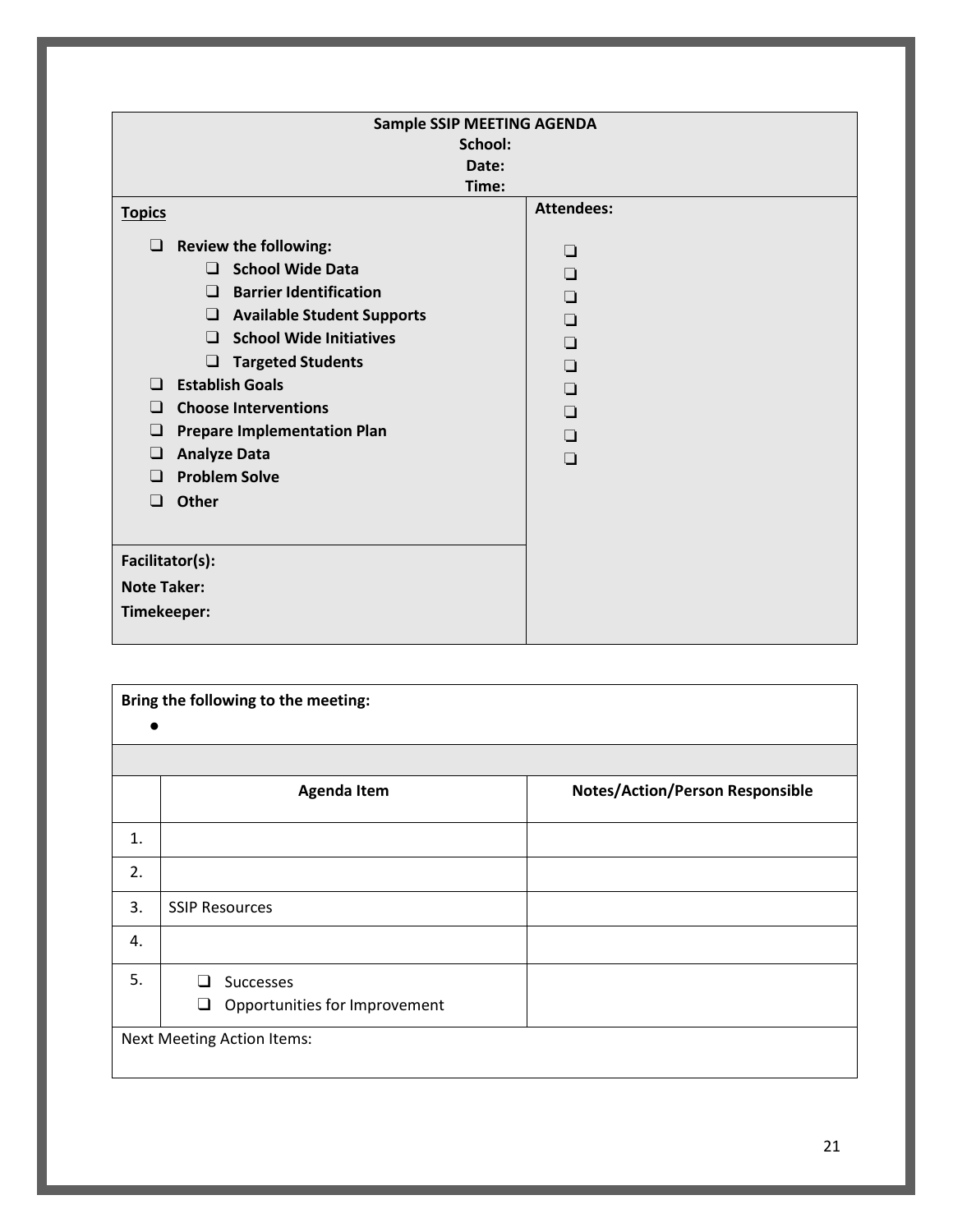**Sample SSIP MEETING AGENDA**

**School:**

**Date:**

**Time:**

| **Topics** | **Attendees:** |
|---|---|
| ❑ **Review the following:**<br>&nbsp;&nbsp;&nbsp;&nbsp;❑ **School Wide Data**<br>&nbsp;&nbsp;&nbsp;&nbsp;❑ **Barrier Identification**<br>&nbsp;&nbsp;&nbsp;&nbsp;❑ **Available Student Supports**<br>&nbsp;&nbsp;&nbsp;&nbsp;❑ **School Wide Initiatives**<br>&nbsp;&nbsp;&nbsp;&nbsp;❑ **Targeted Students**<br>❑ **Establish Goals**<br>❑ **Choose Interventions**<br>❑ **Prepare Implementation Plan**<br>❑ **Analyze Data**<br>❑ **Problem Solve**<br>❑ **Other** | ❑<br>❑<br>❑<br>❑<br>❑<br>❑<br>❑<br>❑<br>❑<br>❑ |
| **Facilitator(s):**<br>**Note Taker:**<br>**Timekeeper:** | |

**Bring the following to the meeting:**

-

| | Agenda Item | Notes/Action/Person Responsible |
|---|---|---|
| 1. | | |
| 2. | | |
| 3. | SSIP Resources | |
| 4. | | |
| 5. | ❑ Successes<br>❑ Opportunities for Improvement | |

Next Meeting Action Items: